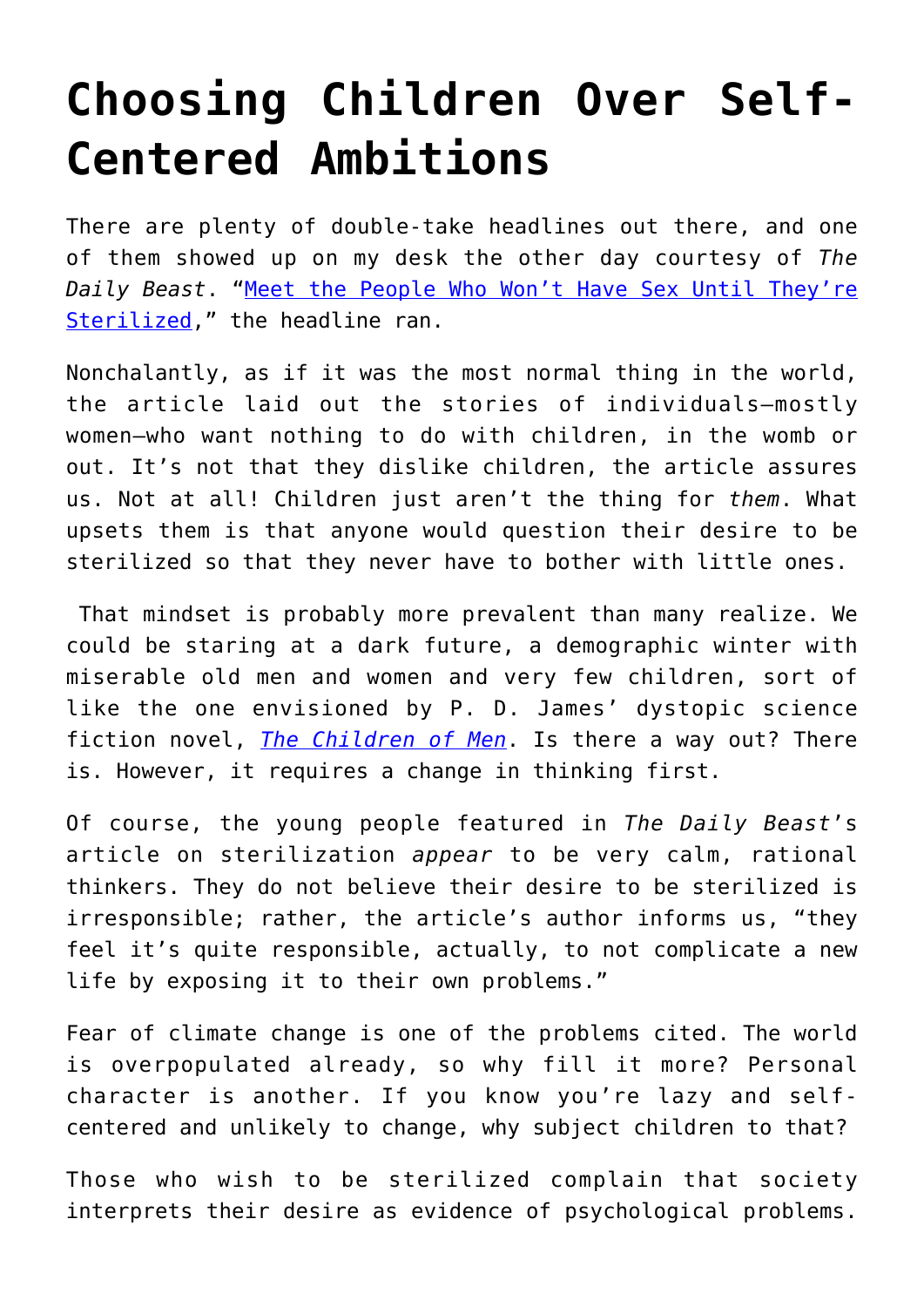# Choosing Children Over Self-Centered Ambitions

There are plenty of double-take headlines out there, and one of them showed up on my desk the other day courtesy of *The Daily Beast*. "Meet the People Who Won't Have Sex Until They're Sterilized," the headline ran.

Nonchalantly, as if it was the most normal thing in the world, the article laid out the stories of individuals—mostly women—who want nothing to do with children, in the womb or out. It's not that they dislike children, the article assures us. Not at all! Children just aren't the thing for *them*. What upsets them is that anyone would question their desire to be sterilized so that they never have to bother with little ones.

That mindset is probably more prevalent than many realize. We could be staring at a dark future, a demographic winter with miserable old men and women and very few children, sort of like the one envisioned by P. D. James' dystopic science fiction novel, *The Children of Men*. Is there a way out? There is. However, it requires a change in thinking first.

Of course, the young people featured in *The Daily Beast*'s article on sterilization *appear* to be very calm, rational thinkers. They do not believe their desire to be sterilized is irresponsible; rather, the article's author informs us, "they feel it's quite responsible, actually, to not complicate a new life by exposing it to their own problems."

Fear of climate change is one of the problems cited. The world is overpopulated already, so why fill it more? Personal character is another. If you know you're lazy and self-centered and unlikely to change, why subject children to that?

Those who wish to be sterilized complain that society interprets their desire as evidence of psychological problems.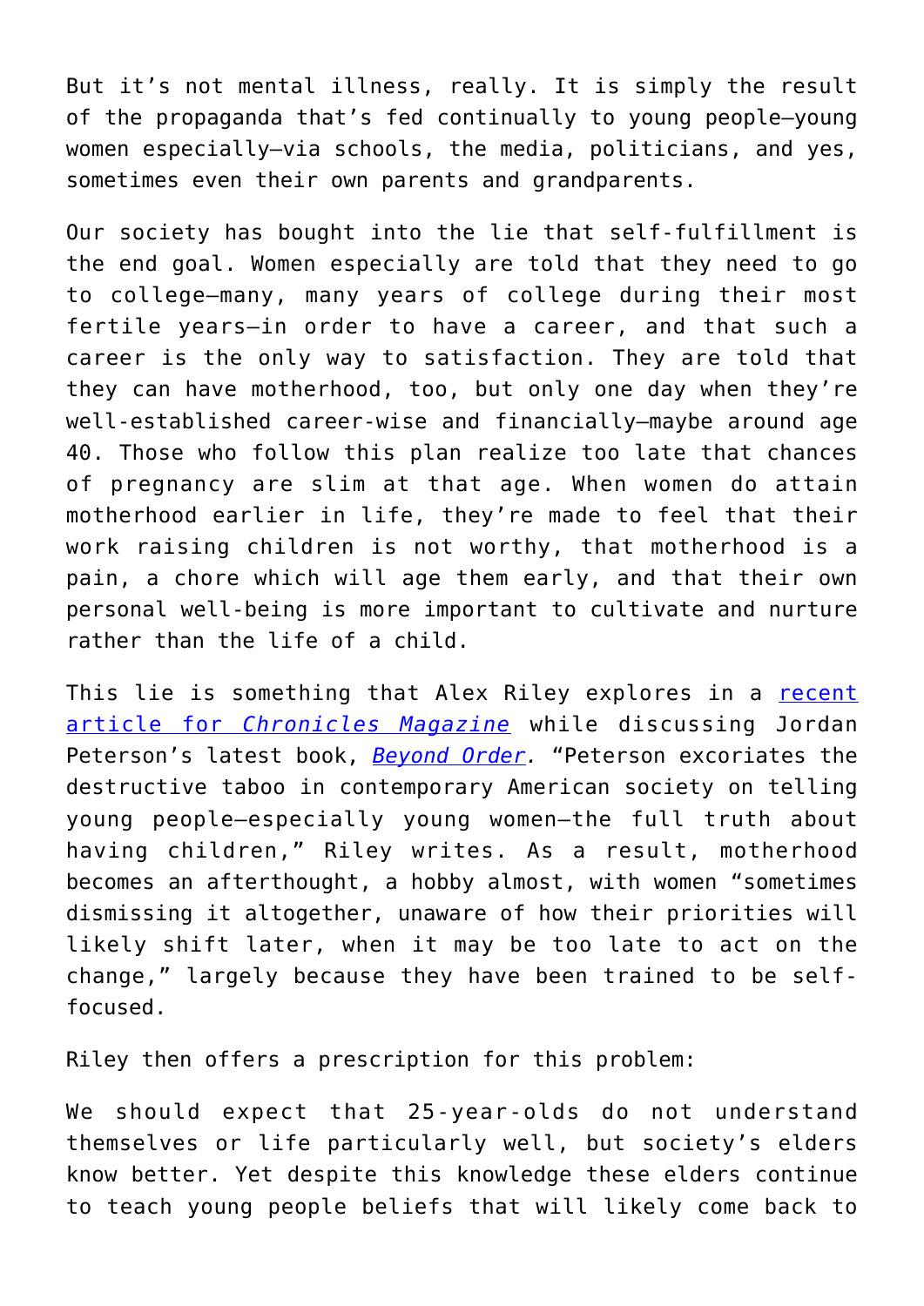But it’s not mental illness, really. It is simply the result of the propaganda that’s fed continually to young people—young women especially—via schools, the media, politicians, and yes, sometimes even their own parents and grandparents.

Our society has bought into the lie that self-fulfillment is the end goal. Women especially are told that they need to go to college—many, many years of college during their most fertile years—in order to have a career, and that such a career is the only way to satisfaction. They are told that they can have motherhood, too, but only one day when they’re well-established career-wise and financially—maybe around age 40. Those who follow this plan realize too late that chances of pregnancy are slim at that age. When women do attain motherhood earlier in life, they’re made to feel that their work raising children is not worthy, that motherhood is a pain, a chore which will age them early, and that their own personal well-being is more important to cultivate and nurture rather than the life of a child.

This lie is something that Alex Riley explores in a [recent article for *Chronicles Magazine*] while discussing Jordan Peterson’s latest book, [*Beyond Order*]. “Peterson excoriates the destructive taboo in contemporary American society on telling young people—especially young women—the full truth about having children,” Riley writes. As a result, motherhood becomes an afterthought, a hobby almost, with women “sometimes dismissing it altogether, unaware of how their priorities will likely shift later, when it may be too late to act on the change,” largely because they have been trained to be self-focused.

Riley then offers a prescription for this problem:

We should expect that 25-year-olds do not understand themselves or life particularly well, but society’s elders know better. Yet despite this knowledge these elders continue to teach young people beliefs that will likely come back to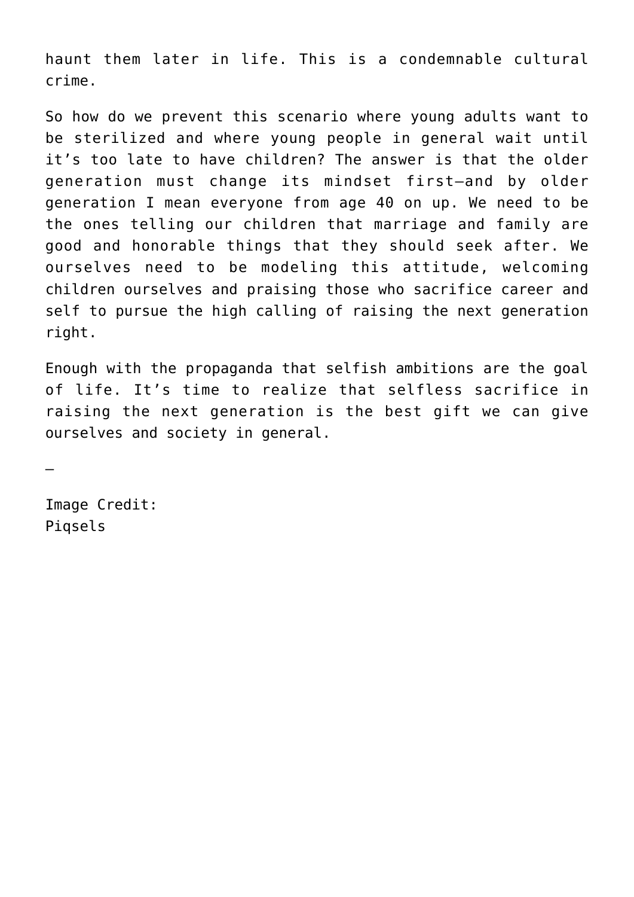haunt them later in life. This is a condemnable cultural crime.

So how do we prevent this scenario where young adults want to be sterilized and where young people in general wait until it's too late to have children? The answer is that the older generation must change its mindset first—and by older generation I mean everyone from age 40 on up. We need to be the ones telling our children that marriage and family are good and honorable things that they should seek after. We ourselves need to be modeling this attitude, welcoming children ourselves and praising those who sacrifice career and self to pursue the high calling of raising the next generation right.

Enough with the propaganda that selfish ambitions are the goal of life. It's time to realize that selfless sacrifice in raising the next generation is the best gift we can give ourselves and society in general.

—

Image Credit:
Piqsels